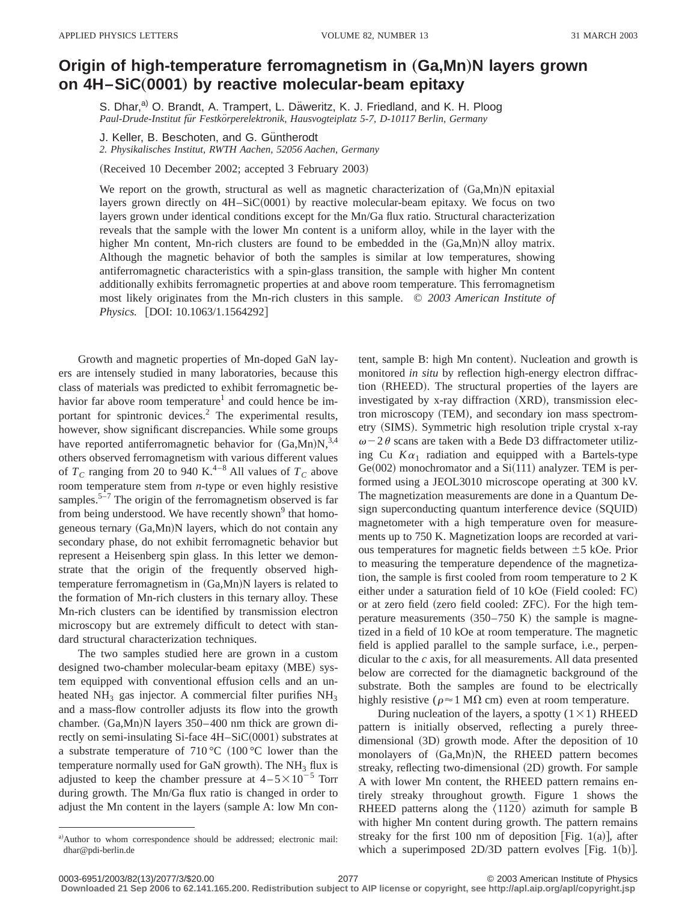# Origin of high-temperature ferromagnetism in (Ga,Mn)N layers grown on 4H–SiC(0001) by reactive molecular-beam epitaxy

S. Dhar,[a] O. Brandt, A. Trampert, L. Däweritz, K. J. Friedland, and K. H. Ploog
*Paul-Drude-Institut für Festkörperelektronik, Hausvogteiplatz 5-7, D-10117 Berlin, Germany*

J. Keller, B. Beschoten, and G. Güntherodt
*2. Physikalisches Institut, RWTH Aachen, 52056 Aachen, Germany*

(Received 10 December 2002; accepted 3 February 2003)

We report on the growth, structural as well as magnetic characterization of (Ga,Mn)N epitaxial layers grown directly on 4H–SiC(0001) by reactive molecular-beam epitaxy. We focus on two layers grown under identical conditions except for the Mn/Ga flux ratio. Structural characterization reveals that the sample with the lower Mn content is a uniform alloy, while in the layer with the higher Mn content, Mn-rich clusters are found to be embedded in the (Ga,Mn)N alloy matrix. Although the magnetic behavior of both the samples is similar at low temperatures, showing antiferromagnetic characteristics with a spin-glass transition, the sample with higher Mn content additionally exhibits ferromagnetic properties at and above room temperature. This ferromagnetism most likely originates from the Mn-rich clusters in this sample. © *2003 American Institute of Physics.* [DOI: 10.1063/1.1564292]

Growth and magnetic properties of Mn-doped GaN layers are intensely studied in many laboratories, because this class of materials was predicted to exhibit ferromagnetic behavior far above room temperature[1] and could hence be important for spintronic devices.[2] The experimental results, however, show significant discrepancies. While some groups have reported antiferromagnetic behavior for (Ga,Mn)N,[3,4] others observed ferromagnetism with various different values of $T_C$ ranging from 20 to 940 K.[4–8] All values of $T_C$ above room temperature stem from *n*-type or even highly resistive samples.[5–7] The origin of the ferromagnetism observed is far from being understood. We have recently shown[9] that homogeneous ternary (Ga,Mn)N layers, which do not contain any secondary phase, do not exhibit ferromagnetic behavior but represent a Heisenberg spin glass. In this letter we demonstrate that the origin of the frequently observed high-temperature ferromagnetism in (Ga,Mn)N layers is related to the formation of Mn-rich clusters in this ternary alloy. These Mn-rich clusters can be identified by transmission electron microscopy but are extremely difficult to detect with standard structural characterization techniques.

The two samples studied here are grown in a custom designed two-chamber molecular-beam epitaxy (MBE) system equipped with conventional effusion cells and an unheated $NH_3$ gas injector. A commercial filter purifies $NH_3$ and a mass-flow controller adjusts its flow into the growth chamber. (Ga,Mn)N layers 350–400 nm thick are grown directly on semi-insulating Si-face 4H–SiC(0001) substrates at a substrate temperature of 710 °C (100 °C lower than the temperature normally used for GaN growth). The $NH_3$ flux is adjusted to keep the chamber pressure at $4–5\times10^{-5}$ Torr during growth. The Mn/Ga flux ratio is changed in order to adjust the Mn content in the layers (sample A: low Mn content, sample B: high Mn content). Nucleation and growth is monitored *in situ* by reflection high-energy electron diffraction (RHEED). The structural properties of the layers are investigated by x-ray diffraction (XRD), transmission electron microscopy (TEM), and secondary ion mass spectrometry (SIMS). Symmetric high resolution triple crystal x-ray $\omega-2\theta$ scans are taken with a Bede D3 diffractometer utilizing Cu $K\alpha_1$ radiation and equipped with a Bartels-type Ge(002) monochromator and a Si(111) analyzer. TEM is performed using a JEOL3010 microscope operating at 300 kV. The magnetization measurements are done in a Quantum Design superconducting quantum interference device (SQUID) magnetometer with a high temperature oven for measurements up to 750 K. Magnetization loops are recorded at various temperatures for magnetic fields between ±5 kOe. Prior to measuring the temperature dependence of the magnetization, the sample is first cooled from room temperature to 2 K either under a saturation field of 10 kOe (Field cooled: FC) or at zero field (zero field cooled: ZFC). For the high temperature measurements (350–750 K) the sample is magnetized in a field of 10 kOe at room temperature. The magnetic field is applied parallel to the sample surface, i.e., perpendicular to the *c* axis, for all measurements. All data presented below are corrected for the diamagnetic background of the substrate. Both the samples are found to be electrically highly resistive ($\rho\approx1$ MΩ cm) even at room temperature.

During nucleation of the layers, a spotty (1×1) RHEED pattern is initially observed, reflecting a purely three-dimensional (3D) growth mode. After the deposition of 10 monolayers of (Ga,Mn)N, the RHEED pattern becomes streaky, reflecting two-dimensional (2D) growth. For sample A with lower Mn content, the RHEED pattern remains entirely streaky throughout growth. Figure 1 shows the RHEED patterns along the $\langle 11\bar{2}0\rangle$ azimuth for sample B with higher Mn content during growth. The pattern remains streaky for the first 100 nm of deposition [Fig. 1(a)], after which a superimposed 2D/3D pattern evolves [Fig. 1(b)].

[a]Author to whom correspondence should be addressed; electronic mail: dhar@pdi-berlin.de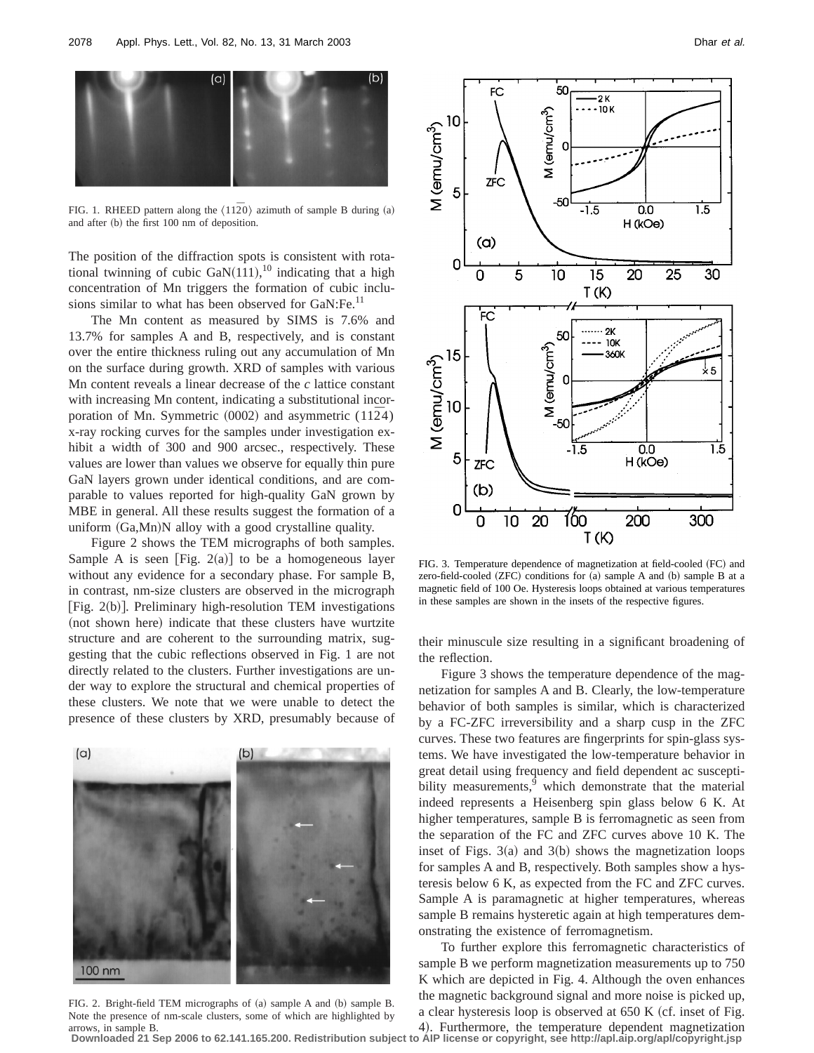FIG. 1. RHEED pattern along the $\langle 11\bar{2}0 \rangle$ azimuth of sample B during (a) and after (b) the first 100 nm of deposition.

The position of the diffraction spots is consistent with rotational twinning of cubic GaN(111),[10] indicating that a high concentration of Mn triggers the formation of cubic inclusions similar to what has been observed for GaN:Fe.[11]

The Mn content as measured by SIMS is 7.6% and 13.7% for samples A and B, respectively, and is constant over the entire thickness ruling out any accumulation of Mn on the surface during growth. XRD of samples with various Mn content reveals a linear decrease of the *c* lattice constant with increasing Mn content, indicating a substitutional incorporation of Mn. Symmetric (0002) and asymmetric $(11\bar{2}4)$ x-ray rocking curves for the samples under investigation exhibit a width of 300 and 900 arcsec., respectively. These values are lower than values we observe for equally thin pure GaN layers grown under identical conditions, and are comparable to values reported for high-quality GaN grown by MBE in general. All these results suggest the formation of a uniform (Ga,Mn)N alloy with a good crystalline quality.

Figure 2 shows the TEM micrographs of both samples. Sample A is seen [Fig. 2(a)] to be a homogeneous layer without any evidence for a secondary phase. For sample B, in contrast, nm-size clusters are observed in the micrograph [Fig. 2(b)]. Preliminary high-resolution TEM investigations (not shown here) indicate that these clusters have wurtzite structure and are coherent to the surrounding matrix, suggesting that the cubic reflections observed in Fig. 1 are not directly related to the clusters. Further investigations are under way to explore the structural and chemical properties of these clusters. We note that we were unable to detect the presence of these clusters by XRD, presumably because of their minuscule size resulting in a significant broadening of the reflection.

FIG. 2. Bright-field TEM micrographs of (a) sample A and (b) sample B. Note the presence of nm-scale clusters, some of which are highlighted by arrows, in sample B.

FIG. 3. Temperature dependence of magnetization at field-cooled (FC) and zero-field-cooled (ZFC) conditions for (a) sample A and (b) sample B at a magnetic field of 100 Oe. Hysteresis loops obtained at various temperatures in these samples are shown in the insets of the respective figures.

Figure 3 shows the temperature dependence of the magnetization for samples A and B. Clearly, the low-temperature behavior of both samples is similar, which is characterized by a FC-ZFC irreversibility and a sharp cusp in the ZFC curves. These two features are fingerprints for spin-glass systems. We have investigated the low-temperature behavior in great detail using frequency and field dependent ac susceptibility measurements,[9] which demonstrate that the material indeed represents a Heisenberg spin glass below 6 K. At higher temperatures, sample B is ferromagnetic as seen from the separation of the FC and ZFC curves above 10 K. The inset of Figs. 3(a) and 3(b) shows the magnetization loops for samples A and B, respectively. Both samples show a hysteresis below 6 K, as expected from the FC and ZFC curves. Sample A is paramagnetic at higher temperatures, whereas sample B remains hysteretic again at high temperatures demonstrating the existence of ferromagnetism.

To further explore this ferromagnetic characteristics of sample B we perform magnetization measurements up to 750 K which are depicted in Fig. 4. Although the oven enhances the magnetic background signal and more noise is picked up, a clear hysteresis loop is observed at 650 K (cf. inset of Fig. 4). Furthermore, the temperature dependent magnetization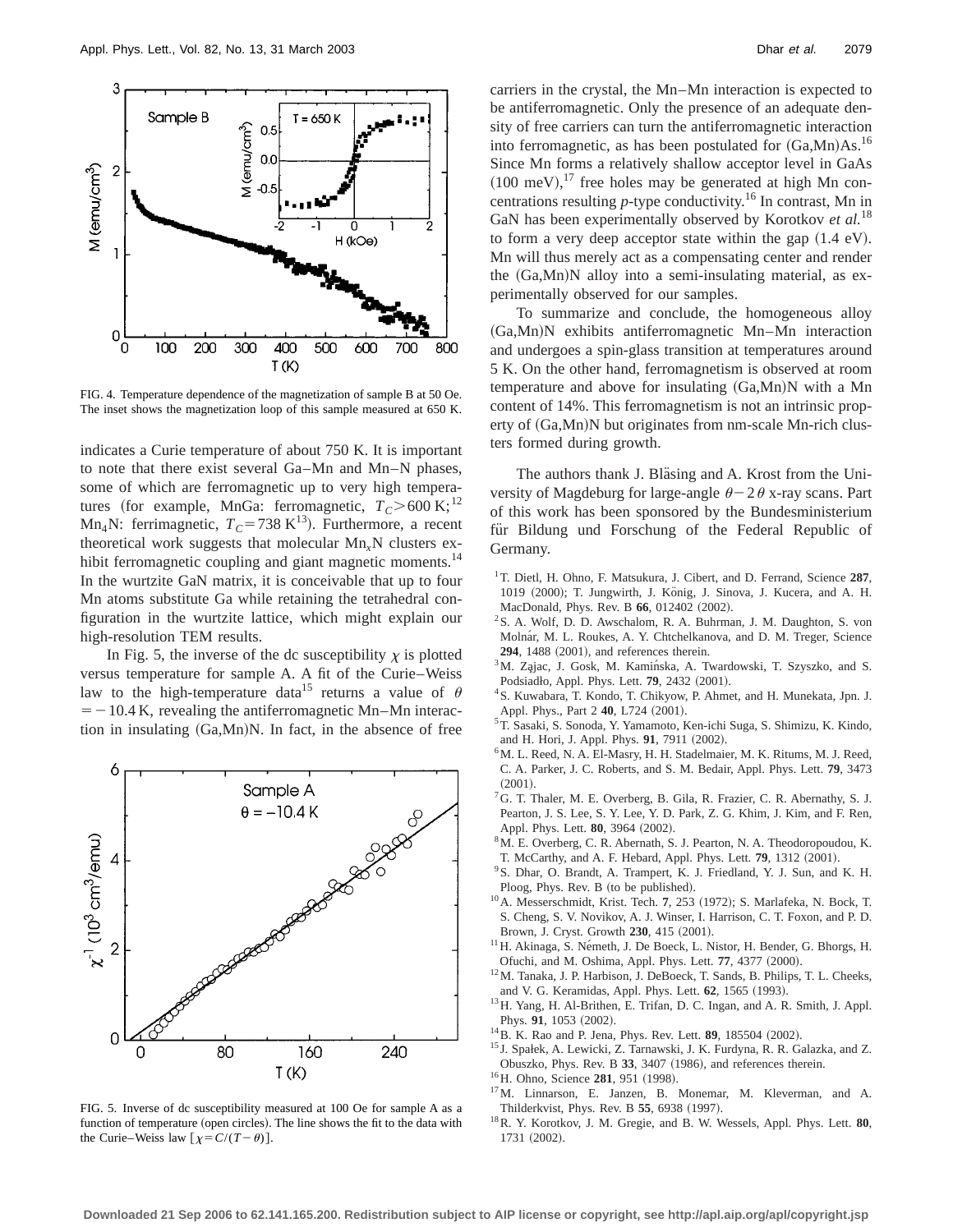Sample B

T = 650 K

M (emu/cm³)

H (kOe)

T (K)

FIG. 4. Temperature dependence of the magnetization of sample B at 50 Oe. The inset shows the magnetization loop of this sample measured at 650 K.

indicates a Curie temperature of about 750 K. It is important to note that there exist several Ga–Mn and Mn–N phases, some of which are ferromagnetic up to very high temperatures (for example, MnGa: ferromagnetic, $T_C > 600$ K;[12] $Mn_4N$: ferrimagnetic, $T_C = 738$ K[13]). Furthermore, a recent theoretical work suggests that molecular $Mn_xN$ clusters exhibit ferromagnetic coupling and giant magnetic moments.[14] In the wurtzite GaN matrix, it is conceivable that up to four Mn atoms substitute Ga while retaining the tetrahedral configuration in the wurtzite lattice, which might explain our high-resolution TEM results.

In Fig. 5, the inverse of the dc susceptibility $\chi$ is plotted versus temperature for sample A. A fit of the Curie–Weiss law to the high-temperature data[15] returns a value of $\theta = -10.4$ K, revealing the antiferromagnetic Mn–Mn interaction in insulating (Ga,Mn)N. In fact, in the absence of free

Sample A

$\theta = -10.4$ K

$\chi^{-1}$ ($10^3$ cm³/emu)

T (K)

FIG. 5. Inverse of dc susceptibility measured at 100 Oe for sample A as a function of temperature (open circles). The line shows the fit to the data with the Curie–Weiss law $[\chi = C/(T-\theta)]$.

carriers in the crystal, the Mn–Mn interaction is expected to be antiferromagnetic. Only the presence of an adequate density of free carriers can turn the antiferromagnetic interaction into ferromagnetic, as has been postulated for (Ga,Mn)As.[16] Since Mn forms a relatively shallow acceptor level in GaAs (100 meV),[17] free holes may be generated at high Mn concentrations resulting *p*-type conductivity.[16] In contrast, Mn in GaN has been experimentally observed by Korotkov *et al.*[18] to form a very deep acceptor state within the gap (1.4 eV). Mn will thus merely act as a compensating center and render the (Ga,Mn)N alloy into a semi-insulating material, as experimentally observed for our samples.

To summarize and conclude, the homogeneous alloy (Ga,Mn)N exhibits antiferromagnetic Mn–Mn interaction and undergoes a spin-glass transition at temperatures around 5 K. On the other hand, ferromagnetism is observed at room temperature and above for insulating (Ga,Mn)N with a Mn content of 14%. This ferromagnetism is not an intrinsic property of (Ga,Mn)N but originates from nm-scale Mn-rich clusters formed during growth.

The authors thank J. Bläsing and A. Krost from the University of Magdeburg for large-angle $\theta - 2\theta$ x-ray scans. Part of this work has been sponsored by the Bundesministerium für Bildung und Forschung of the Federal Republic of Germany.

[1] T. Dietl, H. Ohno, F. Matsukura, J. Cibert, and D. Ferrand, Science **287**, 1019 (2000); T. Jungwirth, J. König, J. Sinova, J. Kucera, and A. H. MacDonald, Phys. Rev. B **66**, 012402 (2002).
[2] S. A. Wolf, D. D. Awschalom, R. A. Buhrman, J. M. Daughton, S. von Molnár, M. L. Roukes, A. Y. Chtchelkanova, and D. M. Treger, Science **294**, 1488 (2001), and references therein.
[3] M. Zając, J. Gosk, M. Kamińska, A. Twardowski, T. Szyszko, and S. Podsiadło, Appl. Phys. Lett. **79**, 2432 (2001).
[4] S. Kuwabara, T. Kondo, T. Chikyow, P. Ahmet, and H. Munekata, Jpn. J. Appl. Phys., Part 2 **40**, L724 (2001).
[5] T. Sasaki, S. Sonoda, Y. Yamamoto, Ken-ichi Suga, S. Shimizu, K. Kindo, and H. Hori, J. Appl. Phys. **91**, 7911 (2002).
[6] M. L. Reed, N. A. El-Masry, H. H. Stadelmaier, M. K. Ritums, M. J. Reed, C. A. Parker, J. C. Roberts, and S. M. Bedair, Appl. Phys. Lett. **79**, 3473 (2001).
[7] G. T. Thaler, M. E. Overberg, B. Gila, R. Frazier, C. R. Abernathy, S. J. Pearton, J. S. Lee, S. Y. Lee, Y. D. Park, Z. G. Khim, J. Kim, and F. Ren, Appl. Phys. Lett. **80**, 3964 (2002).
[8] M. E. Overberg, C. R. Abernath, S. J. Pearton, N. A. Theodoropoudou, K. T. McCarthy, and A. F. Hebard, Appl. Phys. Lett. **79**, 1312 (2001).
[9] S. Dhar, O. Brandt, A. Trampert, K. J. Friedland, Y. J. Sun, and K. H. Ploog, Phys. Rev. B (to be published).
[10] A. Messerschmidt, Krist. Tech. **7**, 253 (1972); S. Marlafeka, N. Bock, T. S. Cheng, S. V. Novikov, A. J. Winser, I. Harrison, C. T. Foxon, and P. D. Brown, J. Cryst. Growth **230**, 415 (2001).
[11] H. Akinaga, S. Németh, J. De Boeck, L. Nistor, H. Bender, G. Bhorgs, H. Ofuchi, and M. Oshima, Appl. Phys. Lett. **77**, 4377 (2000).
[12] M. Tanaka, J. P. Harbison, J. DeBoeck, T. Sands, B. Philips, T. L. Cheeks, and V. G. Keramidas, Appl. Phys. Lett. **62**, 1565 (1993).
[13] H. Yang, H. Al-Brithen, E. Trifan, D. C. Ingan, and A. R. Smith, J. Appl. Phys. **91**, 1053 (2002).
[14] B. K. Rao and P. Jena, Phys. Rev. Lett. **89**, 185504 (2002).
[15] J. Spałek, A. Lewicki, Z. Tarnawski, J. K. Furdyna, R. R. Galazka, and Z. Obuszko, Phys. Rev. B **33**, 3407 (1986), and references therein.
[16] H. Ohno, Science **281**, 951 (1998).
[17] M. Linnarson, E. Janzen, B. Monemar, M. Kleverman, and A. Thilderkvist, Phys. Rev. B **55**, 6938 (1997).
[18] R. Y. Korotkov, J. M. Gregie, and B. W. Wessels, Appl. Phys. Lett. **80**, 1731 (2002).